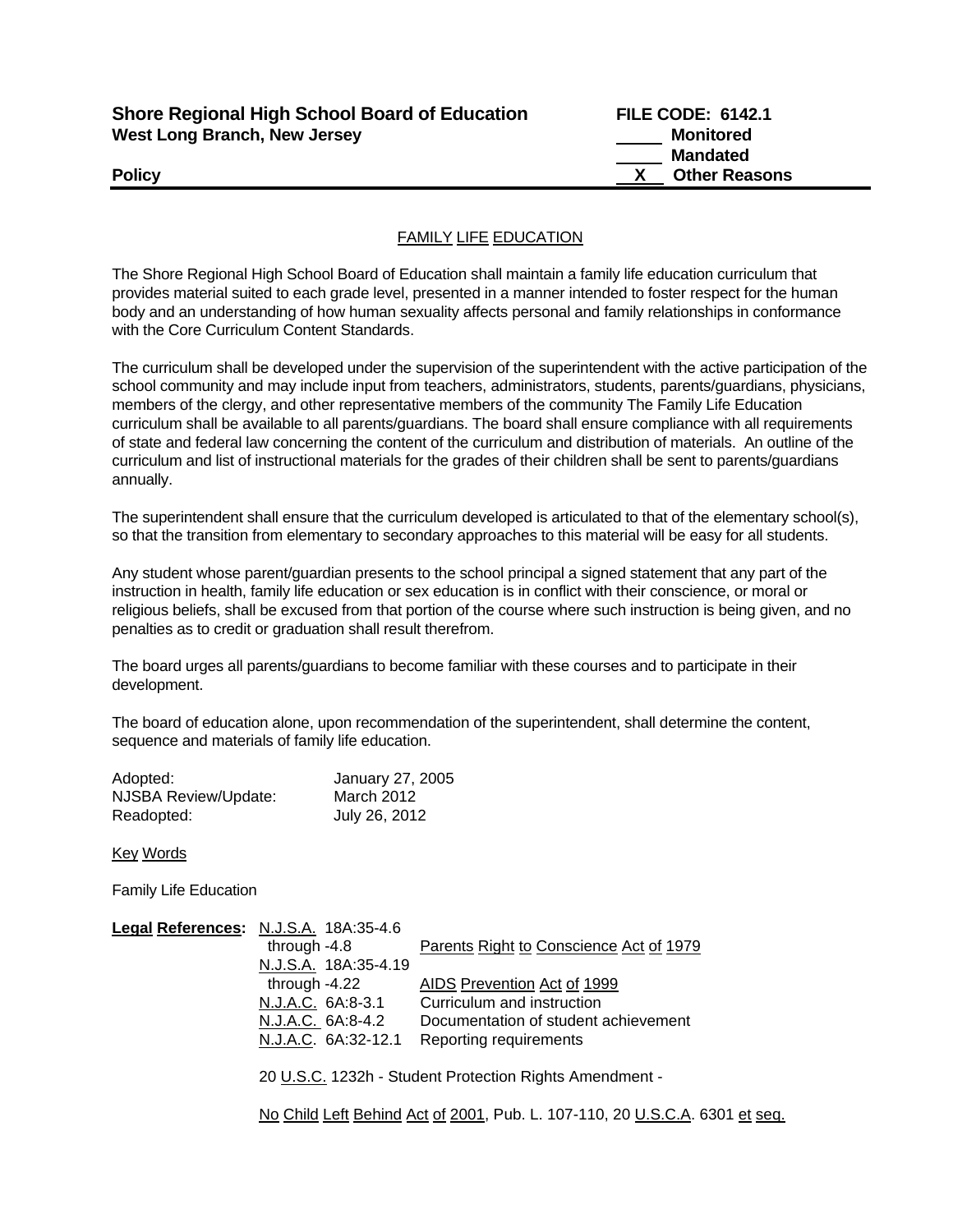**Shore Regional High School Board of Education** **FILE CODE: 6142.1**
**West Long Branch, New Jersey**

_____ **Monitored**
_____ **Mandated**
__X__ **Other Reasons**

**Policy**

---

# FAMILY LIFE EDUCATION

The Shore Regional High School Board of Education shall maintain a family life education curriculum that provides material suited to each grade level, presented in a manner intended to foster respect for the human body and an understanding of how human sexuality affects personal and family relationships in conformance with the Core Curriculum Content Standards.

The curriculum shall be developed under the supervision of the superintendent with the active participation of the school community and may include input from teachers, administrators, students, parents/guardians, physicians, members of the clergy, and other representative members of the community The Family Life Education curriculum shall be available to all parents/guardians. The board shall ensure compliance with all requirements of state and federal law concerning the content of the curriculum and distribution of materials. An outline of the curriculum and list of instructional materials for the grades of their children shall be sent to parents/guardians annually.

The superintendent shall ensure that the curriculum developed is articulated to that of the elementary school(s), so that the transition from elementary to secondary approaches to this material will be easy for all students.

Any student whose parent/guardian presents to the school principal a signed statement that any part of the instruction in health, family life education or sex education is in conflict with their conscience, or moral or religious beliefs, shall be excused from that portion of the course where such instruction is being given, and no penalties as to credit or graduation shall result therefrom.

The board urges all parents/guardians to become familiar with these courses and to participate in their development.

The board of education alone, upon recommendation of the superintendent, shall determine the content, sequence and materials of family life education.

| | |
|---|---|
| Adopted: | January 27, 2005 |
| NJSBA Review/Update: | March 2012 |
| Readopted: | July 26, 2012 |

Key Words

Family Life Education

**Legal References:**

| | |
|---|---|
| N.J.S.A. 18A:35-4.6 through -4.8 | Parents Right to Conscience Act of 1979 |
| N.J.S.A. 18A:35-4.19 through -4.22 | AIDS Prevention Act of 1999 |
| N.J.A.C. 6A:8-3.1 | Curriculum and instruction |
| N.J.A.C. 6A:8-4.2 | Documentation of student achievement |
| N.J.A.C. 6A:32-12.1 | Reporting requirements |

20 U.S.C. 1232h - Student Protection Rights Amendment -

No Child Left Behind Act of 2001, Pub. L. 107-110, 20 U.S.C.A. 6301 et seq.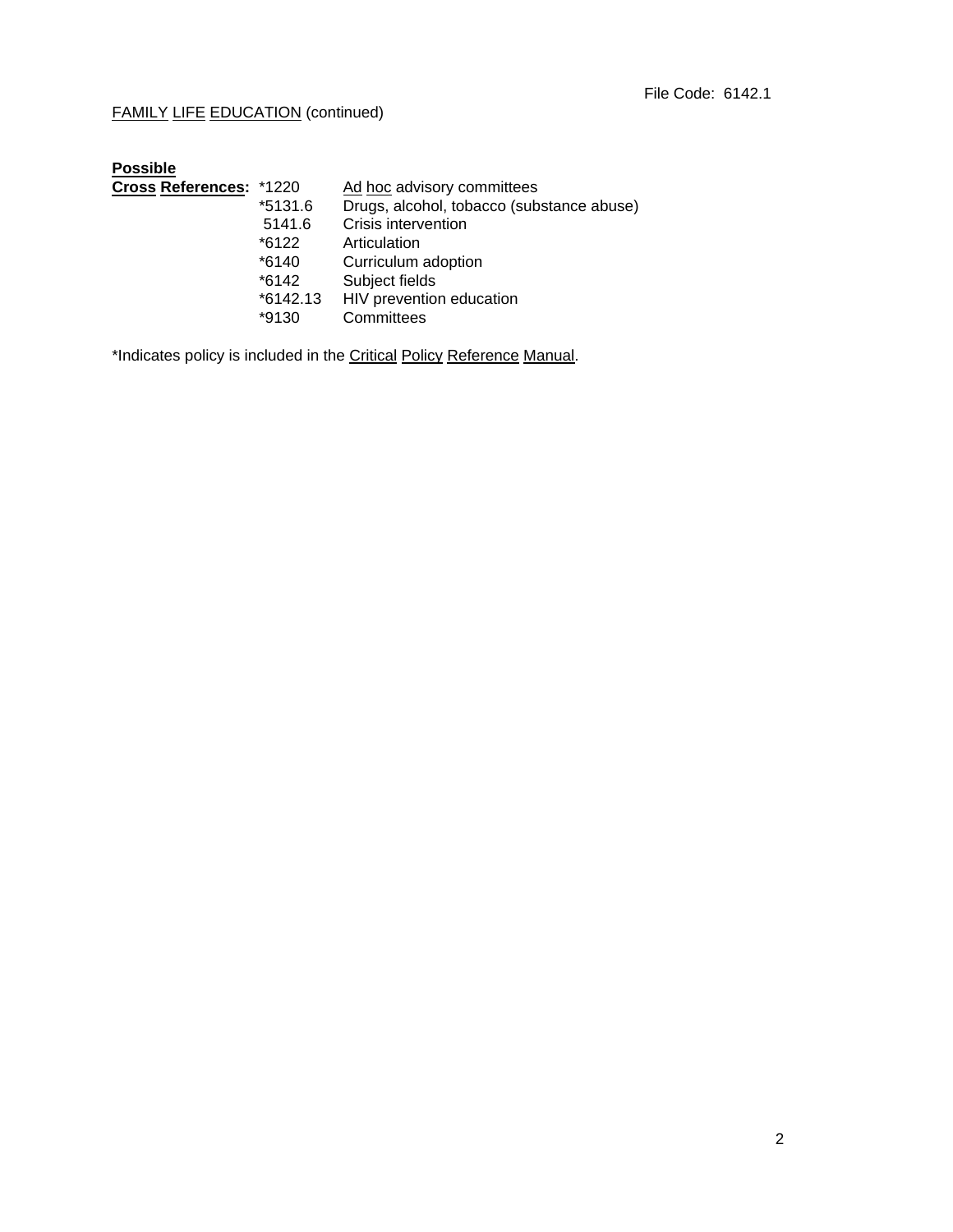File Code: 6142.1

FAMILY LIFE EDUCATION (continued)

**Possible Cross References:**

| | |
|---|---|
| *1220 | Ad hoc advisory committees |
| *5131.6 | Drugs, alcohol, tobacco (substance abuse) |
| 5141.6 | Crisis intervention |
| *6122 | Articulation |
| *6140 | Curriculum adoption |
| *6142 | Subject fields |
| *6142.13 | HIV prevention education |
| *9130 | Committees |

*Indicates policy is included in the Critical Policy Reference Manual.